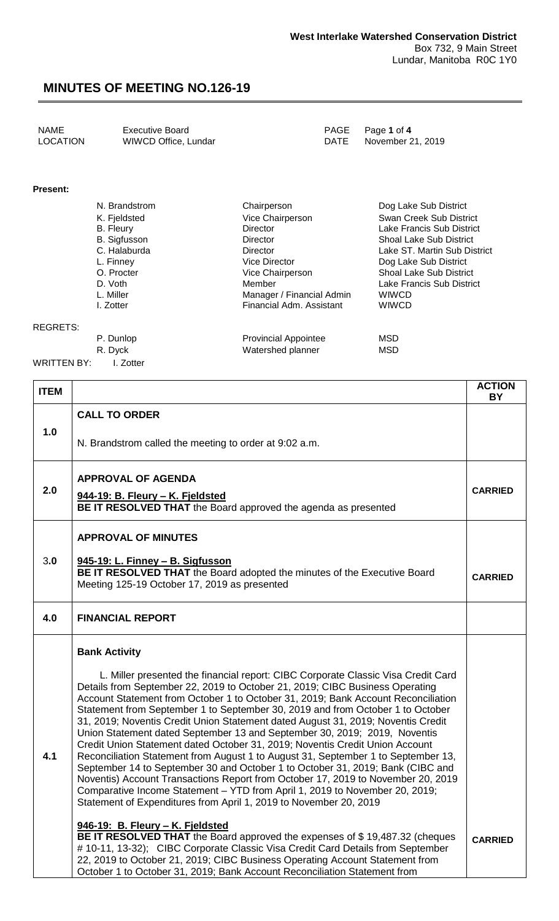**West Interlake Watershed Conservation District**
Box 732, 9 Main Street
Lundar, Manitoba R0C 1Y0

# MINUTES OF MEETING NO.126-19

| | | | |
|---|---|---|---|
| NAME | Executive Board | PAGE | Page **1** of **4** |
| LOCATION | WIWCD Office, Lundar | DATE | November 21, 2019 |

**Present:**

| | | |
|---|---|---|
| N. Brandstrom | Chairperson | Dog Lake Sub District |
| K. Fjeldsted | Vice Chairperson | Swan Creek Sub District |
| B. Fleury | Director | Lake Francis Sub District |
| B. Sigfusson | Director | Shoal Lake Sub District |
| C. Halaburda | Director | Lake ST. Martin Sub District |
| L. Finney | Vice Director | Dog Lake Sub District |
| O. Procter | Vice Chairperson | Shoal Lake Sub District |
| D. Voth | Member | Lake Francis Sub District |
| L. Miller | Manager / Financial Admin | WIWCD |
| I. Zotter | Financial Adm. Assistant | WIWCD |

REGRETS:

| | | |
|---|---|---|
| P. Dunlop | Provincial Appointee | MSD |
| R. Dyck | Watershed planner | MSD |

WRITTEN BY: I. Zotter

| ITEM | | ACTION BY |
|---|---|---|
| 1.0 | **CALL TO ORDER**<br><br>N. Brandstrom called the meeting to order at 9:02 a.m. | |
| 2.0 | **APPROVAL OF AGENDA**<br><br>**944-19: B. Fleury – K. Fjeldsted**<br>**BE IT RESOLVED THAT** the Board approved the agenda as presented | **CARRIED** |
| 3.0 | **APPROVAL OF MINUTES**<br><br>**945-19: L. Finney – B. Sigfusson**<br>**BE IT RESOLVED THAT** the Board adopted the minutes of the Executive Board Meeting 125-19 October 17, 2019 as presented | **CARRIED** |
| 4.0 | **FINANCIAL REPORT** | |
| 4.1 | **Bank Activity**<br><br>L. Miller presented the financial report: CIBC Corporate Classic Visa Credit Card Details from September 22, 2019 to October 21, 2019; CIBC Business Operating Account Statement from October 1 to October 31, 2019; Bank Account Reconciliation Statement from September 1 to September 30, 2019 and from October 1 to October 31, 2019; Noventis Credit Union Statement dated August 31, 2019; Noventis Credit Union Statement dated September 13 and September 30, 2019; 2019, Noventis Credit Union Statement dated October 31, 2019; Noventis Credit Union Account Reconciliation Statement from August 1 to August 31, September 1 to September 13, September 14 to September 30 and October 1 to October 31, 2019; Bank (CIBC and Noventis) Account Transactions Report from October 17, 2019 to November 20, 2019 Comparative Income Statement – YTD from April 1, 2019 to November 20, 2019; Statement of Expenditures from April 1, 2019 to November 20, 2019<br><br>**946-19: B. Fleury – K. Fjeldsted**<br>**BE IT RESOLVED THAT** the Board approved the expenses of $ 19,487.32 (cheques # 10-11, 13-32); CIBC Corporate Classic Visa Credit Card Details from September 22, 2019 to October 21, 2019; CIBC Business Operating Account Statement from October 1 to October 31, 2019; Bank Account Reconciliation Statement from | **CARRIED** |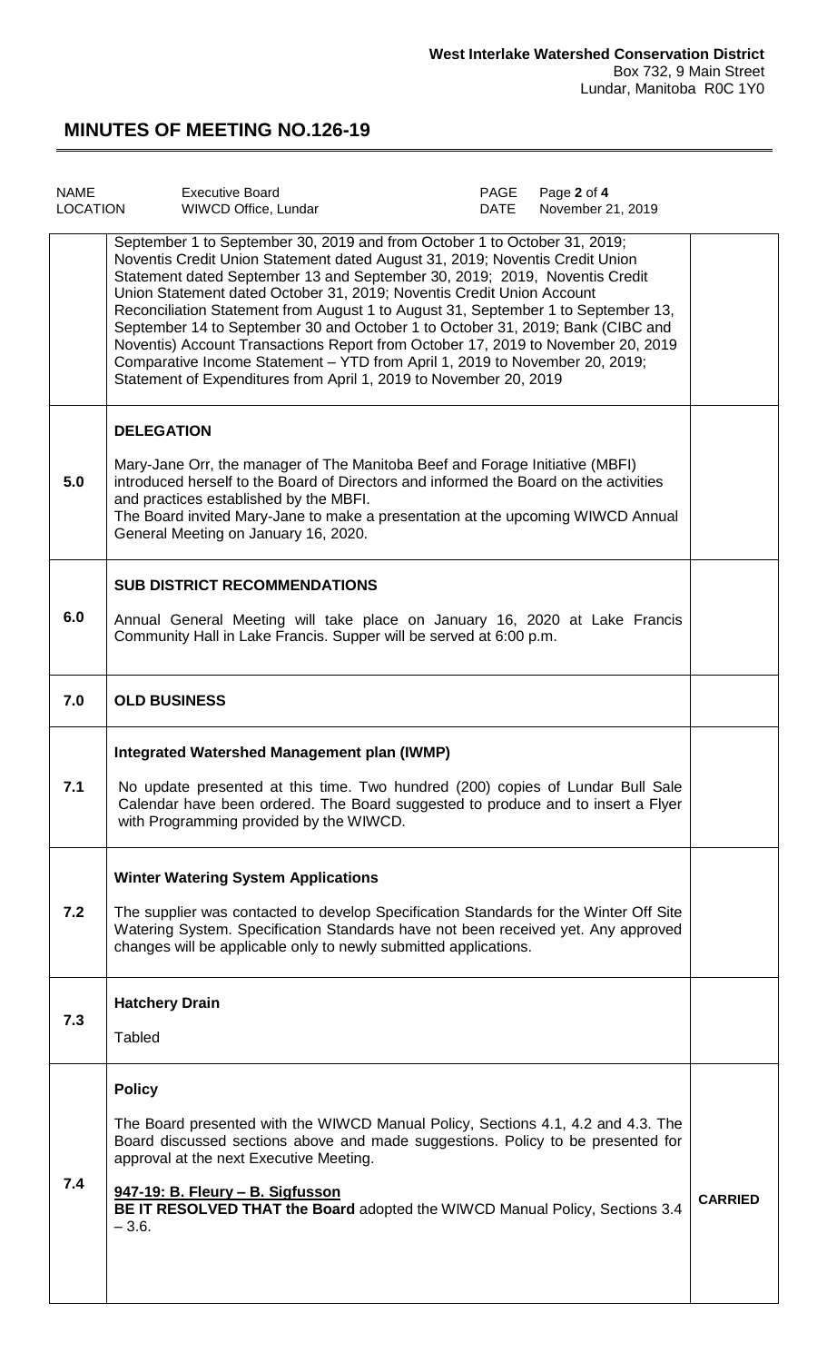| | | |
|---|---|---|
| | September 1 to September 30, 2019 and from October 1 to October 31, 2019; Noventis Credit Union Statement dated August 31, 2019; Noventis Credit Union Statement dated September 13 and September 30, 2019; 2019, Noventis Credit Union Statement dated October 31, 2019; Noventis Credit Union Account Reconciliation Statement from August 1 to August 31, September 1 to September 13, September 14 to September 30 and October 1 to October 31, 2019; Bank (CIBC and Noventis) Account Transactions Report from October 17, 2019 to November 20, 2019 Comparative Income Statement – YTD from April 1, 2019 to November 20, 2019; Statement of Expenditures from April 1, 2019 to November 20, 2019 | |
| 5.0 | **DELEGATION**<br><br>Mary-Jane Orr, the manager of The Manitoba Beef and Forage Initiative (MBFI) introduced herself to the Board of Directors and informed the Board on the activities and practices established by the MBFI.<br>The Board invited Mary-Jane to make a presentation at the upcoming WIWCD Annual General Meeting on January 16, 2020. | |
| 6.0 | **SUB DISTRICT RECOMMENDATIONS**<br><br>Annual General Meeting will take place on January 16, 2020 at Lake Francis Community Hall in Lake Francis. Supper will be served at 6:00 p.m. | |
| 7.0 | **OLD BUSINESS** | |
| 7.1 | **Integrated Watershed Management plan (IWMP)**<br><br>No update presented at this time. Two hundred (200) copies of Lundar Bull Sale Calendar have been ordered. The Board suggested to produce and to insert a Flyer with Programming provided by the WIWCD. | |
| 7.2 | **Winter Watering System Applications**<br><br>The supplier was contacted to develop Specification Standards for the Winter Off Site Watering System. Specification Standards have not been received yet. Any approved changes will be applicable only to newly submitted applications. | |
| 7.3 | **Hatchery Drain**<br><br>Tabled | |
| 7.4 | **Policy**<br><br>The Board presented with the WIWCD Manual Policy, Sections 4.1, 4.2 and 4.3. The Board discussed sections above and made suggestions. Policy to be presented for approval at the next Executive Meeting.<br><br>**947-19: B. Fleury – B. Sigfusson**<br>**BE IT RESOLVED THAT the Board** adopted the WIWCD Manual Policy, Sections 3.4 – 3.6. | **CARRIED** |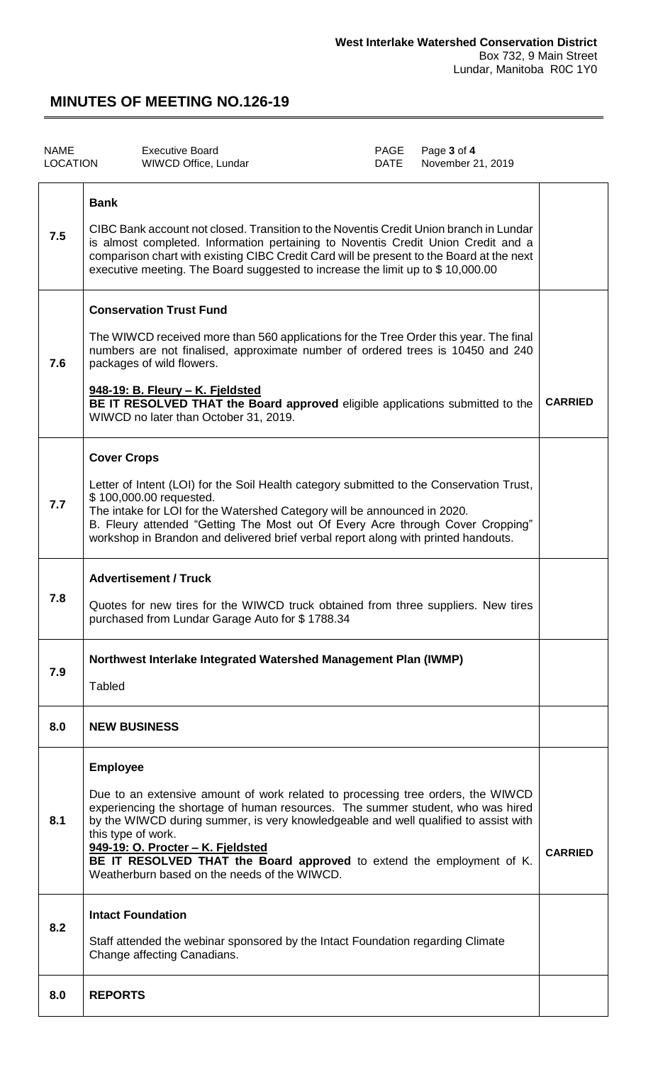**West Interlake Watershed Conservation District**
Box 732, 9 Main Street
Lundar, Manitoba R0C 1Y0

# MINUTES OF MEETING NO.126-19

| NAME | Executive Board | PAGE | Page 3 of 4 |
|---|---|---|---|
| LOCATION | WIWCD Office, Lundar | DATE | November 21, 2019 |

| | | |
|---|---|---|
| 7.5 | **Bank**<br><br>CIBC Bank account not closed. Transition to the Noventis Credit Union branch in Lundar is almost completed. Information pertaining to Noventis Credit Union Credit and a comparison chart with existing CIBC Credit Card will be present to the Board at the next executive meeting. The Board suggested to increase the limit up to $ 10,000.00 | |
| 7.6 | **Conservation Trust Fund**<br><br>The WIWCD received more than 560 applications for the Tree Order this year. The final numbers are not finalised, approximate number of ordered trees is 10450 and 240 packages of wild flowers.<br><br>**<u>948-19: B. Fleury – K. Fjeldsted</u>**<br>**BE IT RESOLVED THAT the Board approved** eligible applications submitted to the WIWCD no later than October 31, 2019. | **CARRIED** |
| 7.7 | **Cover Crops**<br><br>Letter of Intent (LOI) for the Soil Health category submitted to the Conservation Trust, $ 100,000.00 requested.<br>The intake for LOI for the Watershed Category will be announced in 2020.<br>B. Fleury attended "Getting The Most out Of Every Acre through Cover Cropping" workshop in Brandon and delivered brief verbal report along with printed handouts. | |
| 7.8 | **Advertisement / Truck**<br><br>Quotes for new tires for the WIWCD truck obtained from three suppliers. New tires purchased from Lundar Garage Auto for $ 1788.34 | |
| 7.9 | **Northwest Interlake Integrated Watershed Management Plan (IWMP)**<br><br>Tabled | |
| 8.0 | **NEW BUSINESS** | |
| 8.1 | **Employee**<br><br>Due to an extensive amount of work related to processing tree orders, the WIWCD experiencing the shortage of human resources. The summer student, who was hired by the WIWCD during summer, is very knowledgeable and well qualified to assist with this type of work.<br>**<u>949-19: O. Procter – K. Fjeldsted</u>**<br>**BE IT RESOLVED THAT the Board approved** to extend the employment of K. Weatherburn based on the needs of the WIWCD. | **CARRIED** |
| 8.2 | **Intact Foundation**<br><br>Staff attended the webinar sponsored by the Intact Foundation regarding Climate Change affecting Canadians. | |
| 8.0 | **REPORTS** | |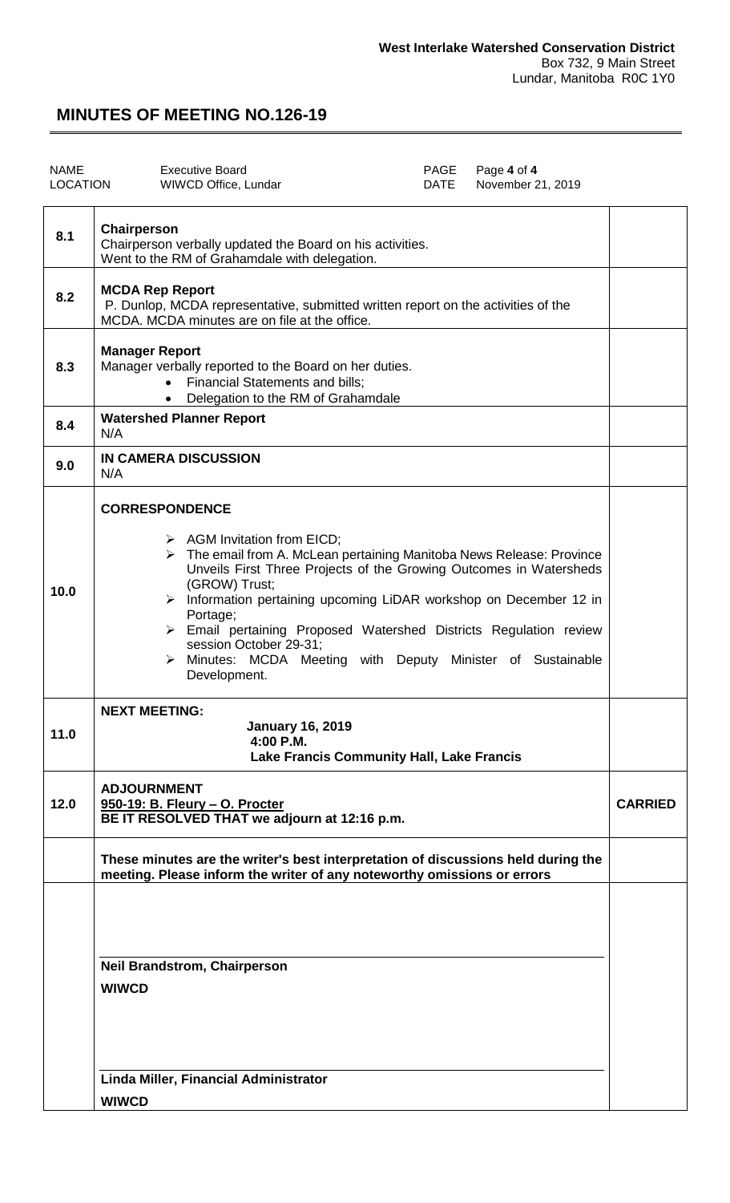**West Interlake Watershed Conservation District**
Box 732, 9 Main Street
Lundar, Manitoba R0C 1Y0

# MINUTES OF MEETING NO.126-19

| | | | |
|---|---|---|---|
| NAME | Executive Board | PAGE | Page **4** of **4** |
| LOCATION | WIWCD Office, Lundar | DATE | November 21, 2019 |

| | | |
|---|---|---|
| 8.1 | **Chairperson**<br>Chairperson verbally updated the Board on his activities.<br>Went to the RM of Grahamdale with delegation. | |
| 8.2 | **MCDA Rep Report**<br>P. Dunlop, MCDA representative, submitted written report on the activities of the MCDA. MCDA minutes are on file at the office. | |
| 8.3 | **Manager Report**<br>Manager verbally reported to the Board on her duties.<br>• Financial Statements and bills;<br>• Delegation to the RM of Grahamdale | |
| 8.4 | **Watershed Planner Report**<br>N/A | |
| 9.0 | **IN CAMERA DISCUSSION**<br>N/A | |
| 10.0 | **CORRESPONDENCE**<br>➢ AGM Invitation from EICD;<br>➢ The email from A. McLean pertaining Manitoba News Release: Province Unveils First Three Projects of the Growing Outcomes in Watersheds (GROW) Trust;<br>➢ Information pertaining upcoming LiDAR workshop on December 12 in Portage;<br>➢ Email pertaining Proposed Watershed Districts Regulation review session October 29-31;<br>➢ Minutes: MCDA Meeting with Deputy Minister of Sustainable Development. | |
| 11.0 | **NEXT MEETING:**<br>**January 16, 2019**<br>**4:00 P.M.**<br>**Lake Francis Community Hall, Lake Francis** | |
| 12.0 | **ADJOURNMENT**<br>**950-19: B. Fleury – O. Procter**<br>**BE IT RESOLVED THAT we adjourn at 12:16 p.m.** | **CARRIED** |
| | **These minutes are the writer's best interpretation of discussions held during the meeting. Please inform the writer of any noteworthy omissions or errors** | |
| | **Neil Brandstrom, Chairperson**<br>**WIWCD** | |
| | **Linda Miller, Financial Administrator**<br>**WIWCD** | |